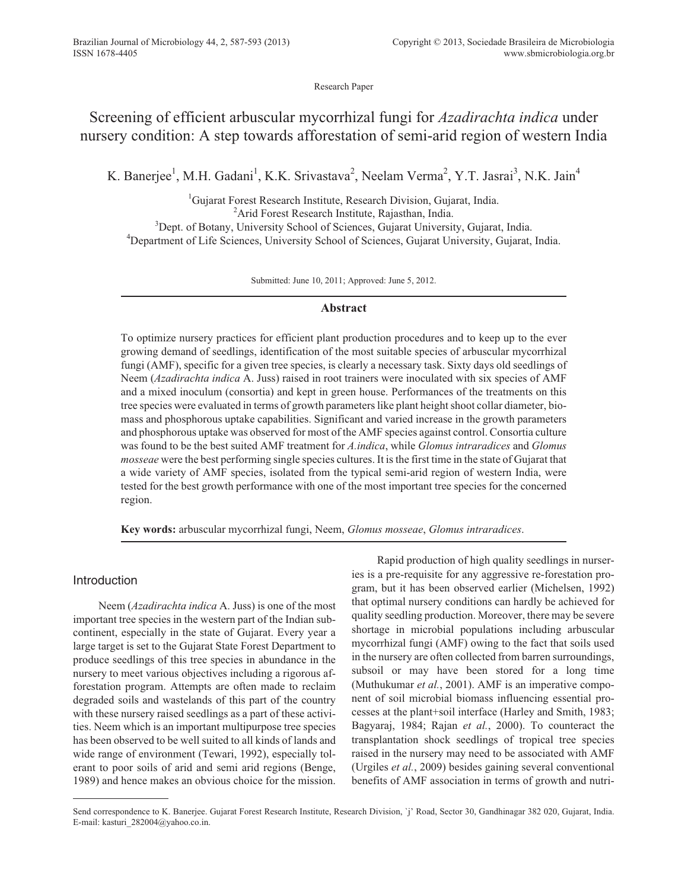Research Paper

# Screening of efficient arbuscular mycorrhizal fungi for *Azadirachta indica* under nursery condition: A step towards afforestation of semi-arid region of western India

K. Banerjee[1], M.H. Gadani[1], K.K. Srivastava[2], Neelam Verma[2], Y.T. Jasrai[3], N.K. Jain[4]

[1]Gujarat Forest Research Institute, Research Division, Gujarat, India.
[2]Arid Forest Research Institute, Rajasthan, India.
[3]Dept. of Botany, University School of Sciences, Gujarat University, Gujarat, India.
[4]Department of Life Sciences, University School of Sciences, Gujarat University, Gujarat, India.

Submitted: June 10, 2011; Approved: June 5, 2012.

## Abstract

To optimize nursery practices for efficient plant production procedures and to keep up to the ever growing demand of seedlings, identification of the most suitable species of arbuscular mycorrhizal fungi (AMF), specific for a given tree species, is clearly a necessary task. Sixty days old seedlings of Neem (*Azadirachta indica* A. Juss) raised in root trainers were inoculated with six species of AMF and a mixed inoculum (consortia) and kept in green house. Performances of the treatments on this tree species were evaluated in terms of growth parameters like plant height shoot collar diameter, biomass and phosphorous uptake capabilities. Significant and varied increase in the growth parameters and phosphorous uptake was observed for most of the AMF species against control. Consortia culture was found to be the best suited AMF treatment for *A.indica*, while *Glomus intraradices* and *Glomus mosseae* were the best performing single species cultures. It is the first time in the state of Gujarat that a wide variety of AMF species, isolated from the typical semi-arid region of western India, were tested for the best growth performance with one of the most important tree species for the concerned region.

**Key words:** arbuscular mycorrhizal fungi, Neem, *Glomus mosseae*, *Glomus intraradices*.

## Introduction

Neem (*Azadirachta indica* A. Juss) is one of the most important tree species in the western part of the Indian subcontinent, especially in the state of Gujarat. Every year a large target is set to the Gujarat State Forest Department to produce seedlings of this tree species in abundance in the nursery to meet various objectives including a rigorous afforestation program. Attempts are often made to reclaim degraded soils and wastelands of this part of the country with these nursery raised seedlings as a part of these activities. Neem which is an important multipurpose tree species has been observed to be well suited to all kinds of lands and wide range of environment (Tewari, 1992), especially tolerant to poor soils of arid and semi arid regions (Benge, 1989) and hence makes an obvious choice for the mission.

Rapid production of high quality seedlings in nurseries is a pre-requisite for any aggressive re-forestation program, but it has been observed earlier (Michelsen, 1992) that optimal nursery conditions can hardly be achieved for quality seedling production. Moreover, there may be severe shortage in microbial populations including arbuscular mycorrhizal fungi (AMF) owing to the fact that soils used in the nursery are often collected from barren surroundings, subsoil or may have been stored for a long time (Muthukumar *et al.*, 2001). AMF is an imperative component of soil microbial biomass influencing essential processes at the plant+soil interface (Harley and Smith, 1983; Bagyaraj, 1984; Rajan *et al.*, 2000). To counteract the transplantation shock seedlings of tropical tree species raised in the nursery may need to be associated with AMF (Urgiles *et al.*, 2009) besides gaining several conventional benefits of AMF association in terms of growth and nutri-

Send correspondence to K. Banerjee. Gujarat Forest Research Institute, Research Division, `j' Road, Sector 30, Gandhinagar 382 020, Gujarat, India. E-mail: kasturi_282004@yahoo.co.in.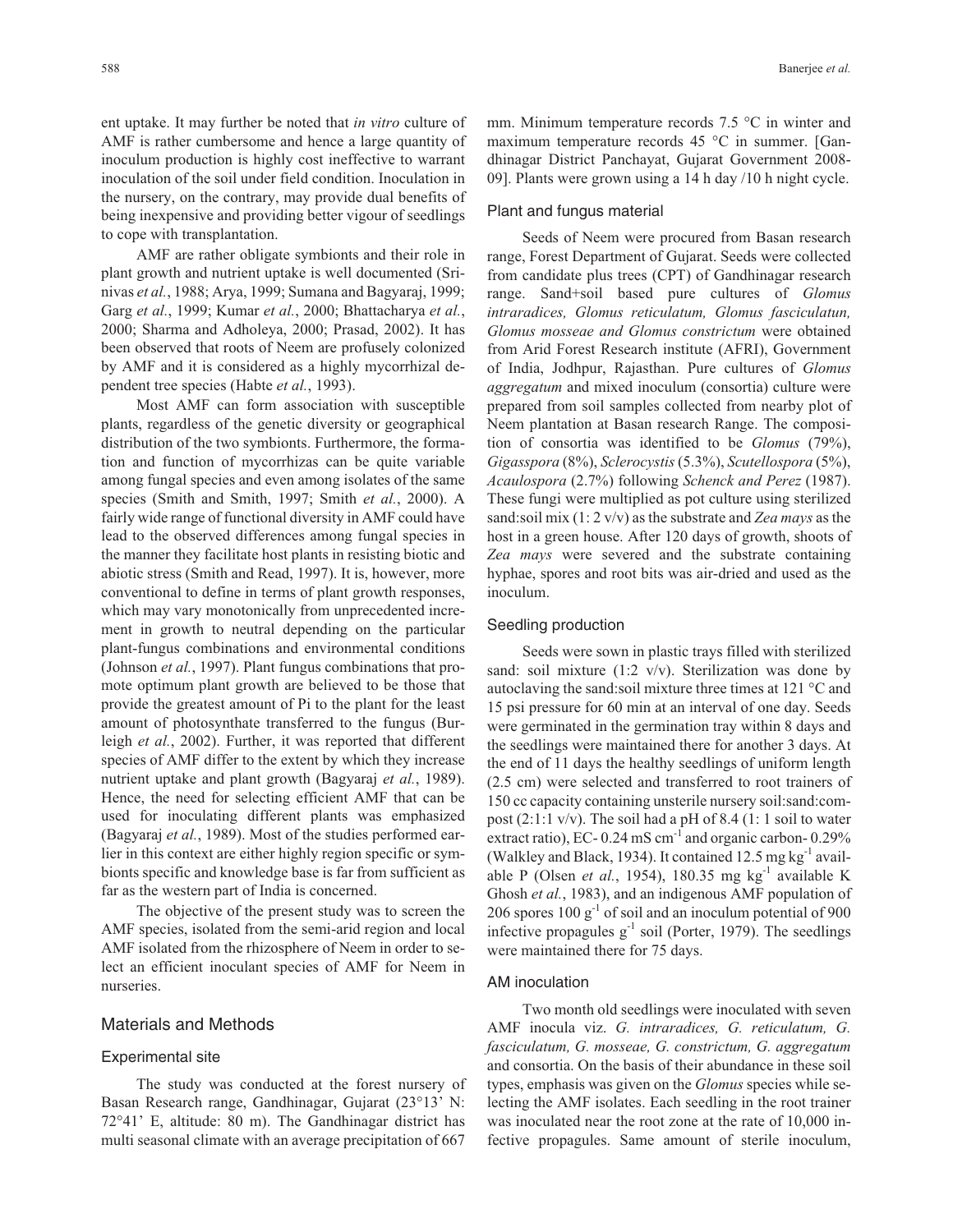ent uptake. It may further be noted that *in vitro* culture of AMF is rather cumbersome and hence a large quantity of inoculum production is highly cost ineffective to warrant inoculation of the soil under field condition. Inoculation in the nursery, on the contrary, may provide dual benefits of being inexpensive and providing better vigour of seedlings to cope with transplantation.

AMF are rather obligate symbionts and their role in plant growth and nutrient uptake is well documented (Srinivas *et al.*, 1988; Arya, 1999; Sumana and Bagyaraj, 1999; Garg *et al.*, 1999; Kumar *et al.*, 2000; Bhattacharya *et al.*, 2000; Sharma and Adholeya, 2000; Prasad, 2002). It has been observed that roots of Neem are profusely colonized by AMF and it is considered as a highly mycorrhizal dependent tree species (Habte *et al.*, 1993).

Most AMF can form association with susceptible plants, regardless of the genetic diversity or geographical distribution of the two symbionts. Furthermore, the formation and function of mycorrhizas can be quite variable among fungal species and even among isolates of the same species (Smith and Smith, 1997; Smith *et al.*, 2000). A fairly wide range of functional diversity in AMF could have lead to the observed differences among fungal species in the manner they facilitate host plants in resisting biotic and abiotic stress (Smith and Read, 1997). It is, however, more conventional to define in terms of plant growth responses, which may vary monotonically from unprecedented increment in growth to neutral depending on the particular plant-fungus combinations and environmental conditions (Johnson *et al.*, 1997). Plant fungus combinations that promote optimum plant growth are believed to be those that provide the greatest amount of Pi to the plant for the least amount of photosynthate transferred to the fungus (Burleigh *et al.*, 2002). Further, it was reported that different species of AMF differ to the extent by which they increase nutrient uptake and plant growth (Bagyaraj *et al.*, 1989). Hence, the need for selecting efficient AMF that can be used for inoculating different plants was emphasized (Bagyaraj *et al.*, 1989). Most of the studies performed earlier in this context are either highly region specific or symbionts specific and knowledge base is far from sufficient as far as the western part of India is concerned.

The objective of the present study was to screen the AMF species, isolated from the semi-arid region and local AMF isolated from the rhizosphere of Neem in order to select an efficient inoculant species of AMF for Neem in nurseries.

## Materials and Methods

### Experimental site

The study was conducted at the forest nursery of Basan Research range, Gandhinagar, Gujarat (23°13' N: 72°41' E, altitude: 80 m). The Gandhinagar district has multi seasonal climate with an average precipitation of 667 mm. Minimum temperature records 7.5 °C in winter and maximum temperature records 45 °C in summer. [Gandhinagar District Panchayat, Gujarat Government 2008-09]. Plants were grown using a 14 h day /10 h night cycle.

### Plant and fungus material

Seeds of Neem were procured from Basan research range, Forest Department of Gujarat. Seeds were collected from candidate plus trees (CPT) of Gandhinagar research range. Sand+soil based pure cultures of *Glomus intraradices, Glomus reticulatum, Glomus fasciculatun, Glomus mosseae and Glomus constrictum* were obtained from Arid Forest Research institute (AFRI), Government of India, Jodhpur, Rajasthan. Pure cultures of *Glomus aggregatum* and mixed inoculum (consortia) culture were prepared from soil samples collected from nearby plot of Neem plantation at Basan research Range. The composition of consortia was identified to be *Glomus* (79%), *Gigasspora* (8%), *Sclerocystis* (5.3%), *Scutellospora* (5%), *Acaulospora* (2.7%) following *Schenck and Perez* (1987). These fungi were multiplied as pot culture using sterilized sand:soil mix (1: 2 v/v) as the substrate and *Zea mays* as the host in a green house. After 120 days of growth, shoots of *Zea mays* were severed and the substrate containing hyphae, spores and root bits was air-dried and used as the inoculum.

### Seedling production

Seeds were sown in plastic trays filled with sterilized sand: soil mixture (1:2 v/v). Sterilization was done by autoclaving the sand:soil mixture three times at 121 °C and 15 psi pressure for 60 min at an interval of one day. Seeds were germinated in the germination tray within 8 days and the seedlings were maintained there for another 3 days. At the end of 11 days the healthy seedlings of uniform length (2.5 cm) were selected and transferred to root trainers of 150 cc capacity containing unsterile nursery soil:sand:compost (2:1:1 v/v). The soil had a pH of 8.4 (1: 1 soil to water extract ratio), EC- 0.24 mS $cm^{-1}$ and organic carbon- 0.29% (Walkley and Black, 1934). It contained 12.5 mg $kg^{-1}$ available P (Olsen *et al.*, 1954), 180.35 mg $kg^{-1}$ available K Ghosh *et al.*, 1983), and an indigenous AMF population of 206 spores 100 $g^{-1}$ of soil and an inoculum potential of 900 infective propagules $g^{-1}$ soil (Porter, 1979). The seedlings were maintained there for 75 days.

### AM inoculation

Two month old seedlings were inoculated with seven AMF inocula viz. *G. intraradices, G. reticulatum, G. fasciculatum, G. mosseae, G. constrictum, G. aggregatum* and consortia. On the basis of their abundance in these soil types, emphasis was given on the *Glomus* species while selecting the AMF isolates. Each seedling in the root trainer was inoculated near the root zone at the rate of 10,000 infective propagules. Same amount of sterile inoculum,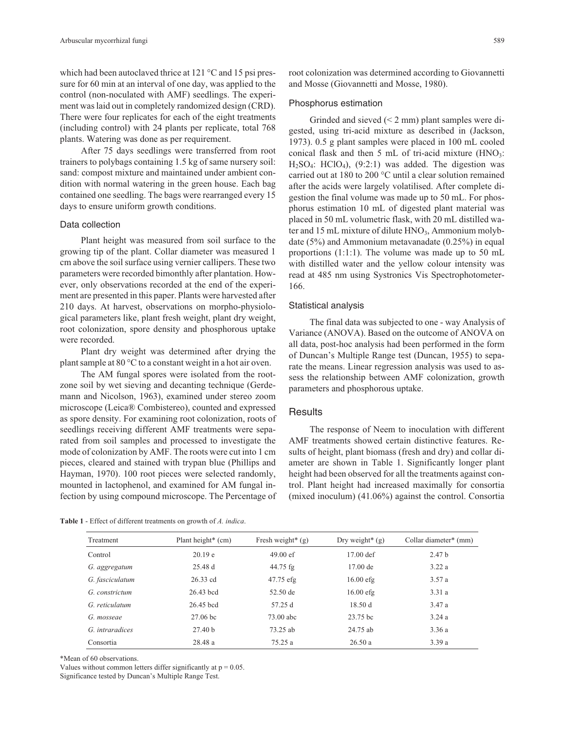which had been autoclaved thrice at 121 °C and 15 psi pressure for 60 min at an interval of one day, was applied to the control (non-noculated with AMF) seedlings. The experiment was laid out in completely randomized design (CRD). There were four replicates for each of the eight treatments (including control) with 24 plants per replicate, total 768 plants. Watering was done as per requirement.

After 75 days seedlings were transferred from root trainers to polybags containing 1.5 kg of same nursery soil: sand: compost mixture and maintained under ambient condition with normal watering in the green house. Each bag contained one seedling. The bags were rearranged every 15 days to ensure uniform growth conditions.

### Data collection

Plant height was measured from soil surface to the growing tip of the plant. Collar diameter was measured 1 cm above the soil surface using vernier callipers. These two parameters were recorded bimonthly after plantation. However, only observations recorded at the end of the experiment are presented in this paper. Plants were harvested after 210 days. At harvest, observations on morpho-physiological parameters like, plant fresh weight, plant dry weight, root colonization, spore density and phosphorous uptake were recorded.

Plant dry weight was determined after drying the plant sample at 80 °C to a constant weight in a hot air oven.

The AM fungal spores were isolated from the rootzone soil by wet sieving and decanting technique (Gerdemann and Nicolson, 1963), examined under stereo zoom microscope (Leica® Combistereo), counted and expressed as spore density. For examining root colonization, roots of seedlings receiving different AMF treatments were separated from soil samples and processed to investigate the mode of colonization by AMF. The roots were cut into 1 cm pieces, cleared and stained with trypan blue (Phillips and Hayman, 1970). 100 root pieces were selected randomly, mounted in lactophenol, and examined for AM fungal infection by using compound microscope. The Percentage of root colonization was determined according to Giovannetti and Mosse (Giovannetti and Mosse, 1980).

### Phosphorus estimation

Grinded and sieved (< 2 mm) plant samples were digested, using tri-acid mixture as described in (Jackson, 1973). 0.5 g plant samples were placed in 100 mL cooled conical flask and then 5 mL of tri-acid mixture ($HNO_3$: $H_2SO_4$: $HClO_4$), (9:2:1) was added. The digestion was carried out at 180 to 200 °C until a clear solution remained after the acids were largely volatilised. After complete digestion the final volume was made up to 50 mL. For phosphorus estimation 10 mL of digested plant material was placed in 50 mL volumetric flask, with 20 mL distilled water and 15 mL mixture of dilute $HNO_3$, Ammonium molybdate (5%) and Ammonium metavanadate (0.25%) in equal proportions (1:1:1). The volume was made up to 50 mL with distilled water and the yellow colour intensity was read at 485 nm using Systronics Vis Spectrophotometer-166.

### Statistical analysis

The final data was subjected to one - way Analysis of Variance (ANOVA). Based on the outcome of ANOVA on all data, post-hoc analysis had been performed in the form of Duncan's Multiple Range test (Duncan, 1955) to separate the means. Linear regression analysis was used to assess the relationship between AMF colonization, growth parameters and phosphorous uptake.

## Results

The response of Neem to inoculation with different AMF treatments showed certain distinctive features. Results of height, plant biomass (fresh and dry) and collar diameter are shown in Table 1. Significantly longer plant height had been observed for all the treatments against control. Plant height had increased maximally for consortia (mixed inoculum) (41.06%) against the control. Consortia

**Table 1** - Effect of different treatments on growth of *A. indica*.

| Treatment | Plant height* (cm) | Fresh weight* (g) | Dry weight* (g) | Collar diameter* (mm) |
|---|---|---|---|---|
| Control | 20.19 e | 49.00 ef | 17.00 def | 2.47 b |
| *G. aggregatum* | 25.48 d | 44.75 fg | 17.00 de | 3.22 a |
| *G. fasciculatum* | 26.33 cd | 47.75 efg | 16.00 efg | 3.57 a |
| *G. constrictum* | 26.43 bcd | 52.50 de | 16.00 efg | 3.31 a |
| *G. reticulatum* | 26.45 bcd | 57.25 d | 18.50 d | 3.47 a |
| *G. mosseae* | 27.06 bc | 73.00 abc | 23.75 bc | 3.24 a |
| *G. intraradices* | 27.40 b | 73.25 ab | 24.75 ab | 3.36 a |
| Consortia | 28.48 a | 75.25 a | 26.50 a | 3.39 a |

*Mean of 60 observations.

Values without common letters differ significantly at $p = 0.05$.

Significance tested by Duncan's Multiple Range Test.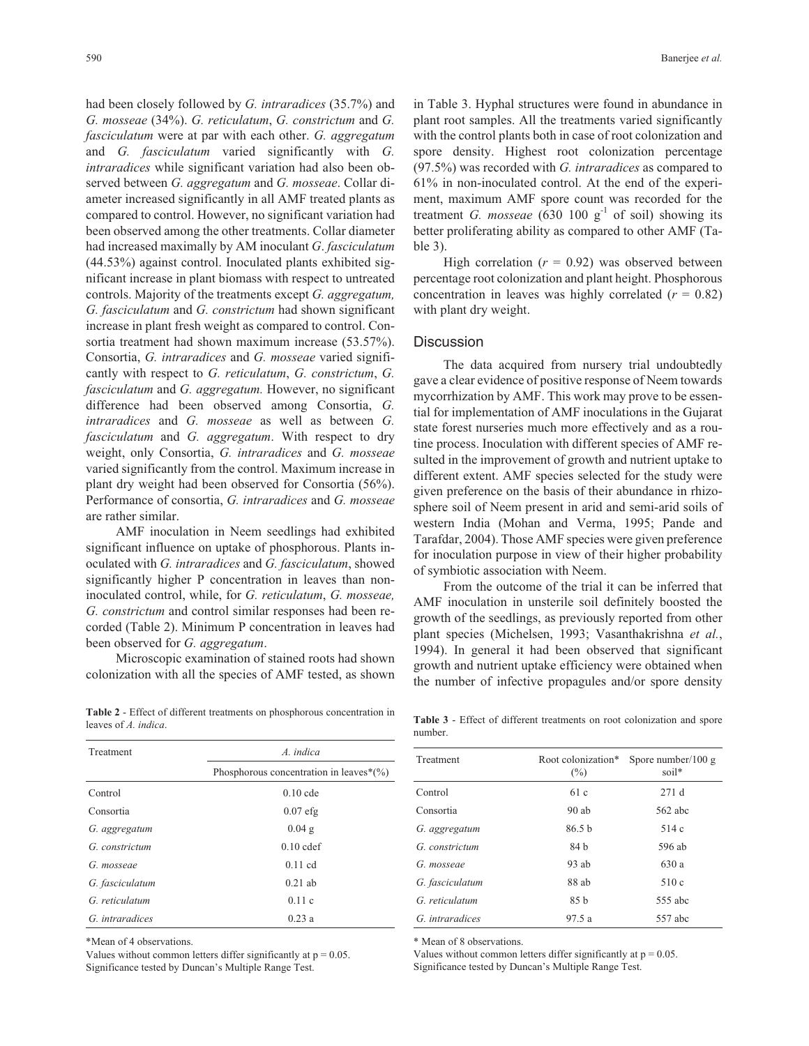had been closely followed by *G. intraradices* (35.7%) and *G. mosseae* (34%). *G. reticulatum*, *G. constrictum* and *G. fasciculatum* were at par with each other. *G. aggregatum* and *G. fasciculatum* varied significantly with *G. intraradices* while significant variation had also been observed between *G. aggregatum* and *G. mosseae*. Collar diameter increased significantly in all AMF treated plants as compared to control. However, no significant variation had been observed among the other treatments. Collar diameter had increased maximally by AM inoculant *G. fasciculatum* (44.53%) against control. Inoculated plants exhibited significant increase in plant biomass with respect to untreated controls. Majority of the treatments except *G. aggregatum, G. fasciculatum* and *G. constrictum* had shown significant increase in plant fresh weight as compared to control. Consortia treatment had shown maximum increase (53.57%). Consortia, *G. intraradices* and *G. mosseae* varied significantly with respect to *G. reticulatum*, *G. constrictum*, *G. fasciculatum* and *G. aggregatum*. However, no significant difference had been observed among Consortia, *G. intraradices* and *G. mosseae* as well as between *G. fasciculatum* and *G. aggregatum*. With respect to dry weight, only Consortia, *G. intraradices* and *G. mosseae* varied significantly from the control. Maximum increase in plant dry weight had been observed for Consortia (56%). Performance of consortia, *G. intraradices* and *G. mosseae* are rather similar.

AMF inoculation in Neem seedlings had exhibited significant influence on uptake of phosphorous. Plants inoculated with *G. intraradices* and *G. fasciculatum*, showed significantly higher P concentration in leaves than non-inoculated control, while, for *G. reticulatum*, *G. mosseae, G. constrictum* and control similar responses had been recorded (Table 2). Minimum P concentration in leaves had been observed for *G. aggregatum*.

Microscopic examination of stained roots had shown colonization with all the species of AMF tested, as shown in Table 3. Hyphal structures were found in abundance in plant root samples. All the treatments varied significantly with the control plants both in case of root colonization and spore density. Highest root colonization percentage (97.5%) was recorded with *G. intraradices* as compared to 61% in non-inoculated control. At the end of the experiment, maximum AMF spore count was recorded for the treatment *G. mosseae* (630 100 $g^{-1}$ of soil) showing its better proliferating ability as compared to other AMF (Table 3).

High correlation ($r = 0.92$) was observed between percentage root colonization and plant height. Phosphorous concentration in leaves was highly correlated ($r = 0.82$) with plant dry weight.

## Discussion

The data acquired from nursery trial undoubtedly gave a clear evidence of positive response of Neem towards mycorrhization by AMF. This work may prove to be essential for implementation of AMF inoculations in the Gujarat state forest nurseries much more effectively and as a routine process. Inoculation with different species of AMF resulted in the improvement of growth and nutrient uptake to different extent. AMF species selected for the study were given preference on the basis of their abundance in rhizosphere soil of Neem present in arid and semi-arid soils of western India (Mohan and Verma, 1995; Pande and Tarafdar, 2004). Those AMF species were given preference for inoculation purpose in view of their higher probability of symbiotic association with Neem.

From the outcome of the trial it can be inferred that AMF inoculation in unsterile soil definitely boosted the growth of the seedlings, as previously reported from other plant species (Michelsen, 1993; Vasanthakrishna *et al.*, 1994). In general it had been observed that significant growth and nutrient uptake efficiency were obtained when the number of infective propagules and/or spore density

**Table 2** - Effect of different treatments on phosphorous concentration in leaves of *A. indica*.

| Treatment | *A. indica* |
|---|---|
| | Phosphorous concentration in leaves*(%) |
| Control | 0.10 cde |
| Consortia | 0.07 efg |
| *G. aggregatum* | 0.04 g |
| *G. constrictum* | 0.10 cdef |
| *G. mosseae* | 0.11 cd |
| *G. fasciculatum* | 0.21 ab |
| *G. reticulatum* | 0.11 c |
| *G. intraradices* | 0.23 a |

*Mean of 4 observations.
Values without common letters differ significantly at p = 0.05.
Significance tested by Duncan's Multiple Range Test.

**Table 3** - Effect of different treatments on root colonization and spore number.

| Treatment | Root colonization* (%) | Spore number/100 g soil* |
|---|---|---|
| Control | 61 c | 271 d |
| Consortia | 90 ab | 562 abc |
| *G. aggregatum* | 86.5 b | 514 c |
| *G. constrictum* | 84 b | 596 ab |
| *G. mosseae* | 93 ab | 630 a |
| *G. fasciculatum* | 88 ab | 510 c |
| *G. reticulatum* | 85 b | 555 abc |
| *G. intraradices* | 97.5 a | 557 abc |

* Mean of 8 observations.
Values without common letters differ significantly at p = 0.05.
Significance tested by Duncan's Multiple Range Test.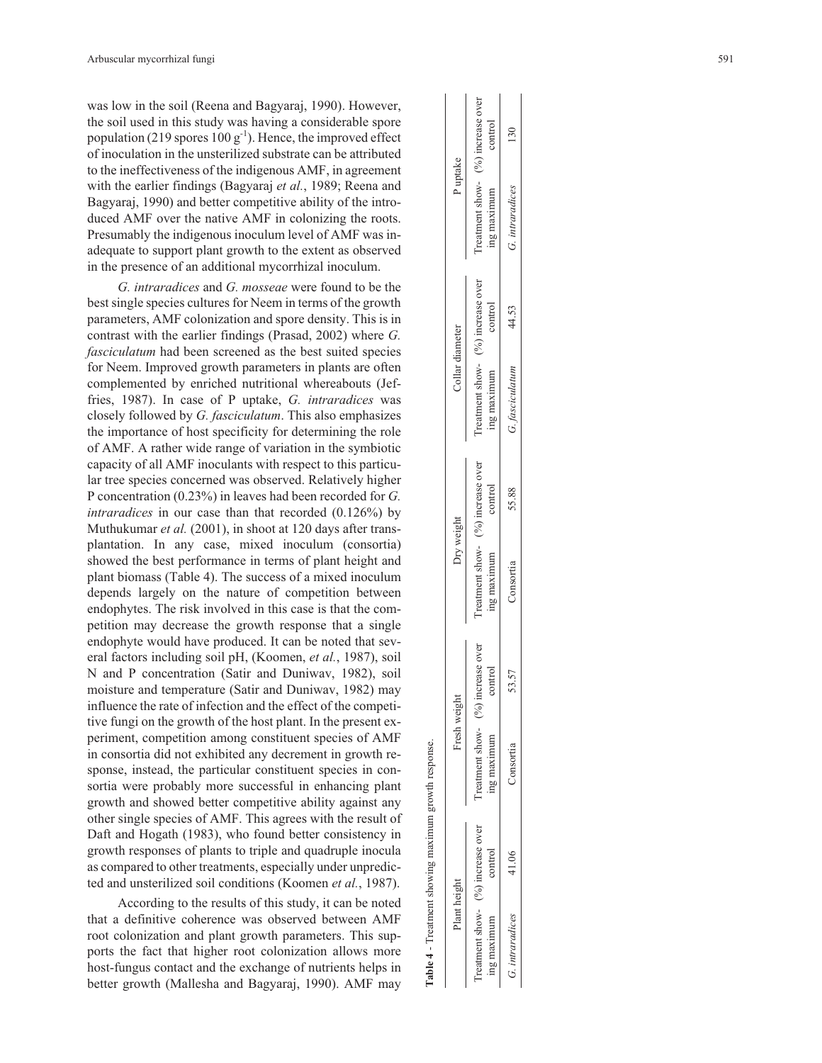was low in the soil (Reena and Bagyaraj, 1990). However, the soil used in this study was having a considerable spore population (219 spores 100 $g^{-1}$). Hence, the improved effect of inoculation in the unsterilized substrate can be attributed to the ineffectiveness of the indigenous AMF, in agreement with the earlier findings (Bagyaraj *et al.*, 1989; Reena and Bagyaraj, 1990) and better competitive ability of the introduced AMF over the native AMF in colonizing the roots. Presumably the indigenous inoculum level of AMF was inadequate to support plant growth to the extent as observed in the presence of an additional mycorrhizal inoculum.

*G. intraradices* and *G. mosseae* were found to be the best single species cultures for Neem in terms of the growth parameters, AMF colonization and spore density. This is in contrast with the earlier findings (Prasad, 2002) where *G. fasciculatum* had been screened as the best suited species for Neem. Improved growth parameters in plants are often complemented by enriched nutritional whereabouts (Jeffries, 1987). In case of P uptake, *G. intraradices* was closely followed by *G. fasciculatum*. This also emphasizes the importance of host specificity for determining the role of AMF. A rather wide range of variation in the symbiotic capacity of all AMF inoculants with respect to this particular tree species concerned was observed. Relatively higher P concentration (0.23%) in leaves had been recorded for *G. intraradices* in our case than that recorded (0.126%) by Muthukumar *et al.* (2001), in shoot at 120 days after transplantation. In any case, mixed inoculum (consortia) showed the best performance in terms of plant height and plant biomass (Table 4). The success of a mixed inoculum depends largely on the nature of competition between endophytes. The risk involved in this case is that the competition may decrease the growth response that a single endophyte would have produced. It can be noted that several factors including soil pH, (Koomen, *et al.*, 1987), soil N and P concentration (Satir and Duniwav, 1982), soil moisture and temperature (Satir and Duniwav, 1982) may influence the rate of infection and the effect of the competitive fungi on the growth of the host plant. In the present experiment, competition among constituent species of AMF in consortia did not exhibited any decrement in growth response, instead, the particular constituent species in consortia were probably more successful in enhancing plant growth and showed better competitive ability against any other single species of AMF. This agrees with the result of Daft and Hogath (1983), who found better consistency in growth responses of plants to triple and quadruple inocula as compared to other treatments, especially under unpredicted and unsterilized soil conditions (Koomen *et al.*, 1987).

According to the results of this study, it can be noted that a definitive coherence was observed between AMF root colonization and plant growth parameters. This supports the fact that higher root colonization allows more host-fungus contact and the exchange of nutrients helps in better growth (Mallesha and Bagyaraj, 1990). AMF may

**Table 4** - Treatment showing maximum growth response.

| Plant height | | Fresh weight | | Dry weight | | Collar diameter | | P uptake | |
|---|---|---|---|---|---|---|---|---|---|
| Treatment showing maximum | (%) increase over control | Treatment showing maximum | (%) increase over control | Treatment showing maximum | (%) increase over control | Treatment showing maximum | (%) increase over control | Treatment showing maximum | (%) increase over control |
| *G. intraradices* | 41.06 | Consortia | 53.57 | Consortia | 55.88 | *G. fasciculatum* | 44.53 | *G. intraradices* | 130 |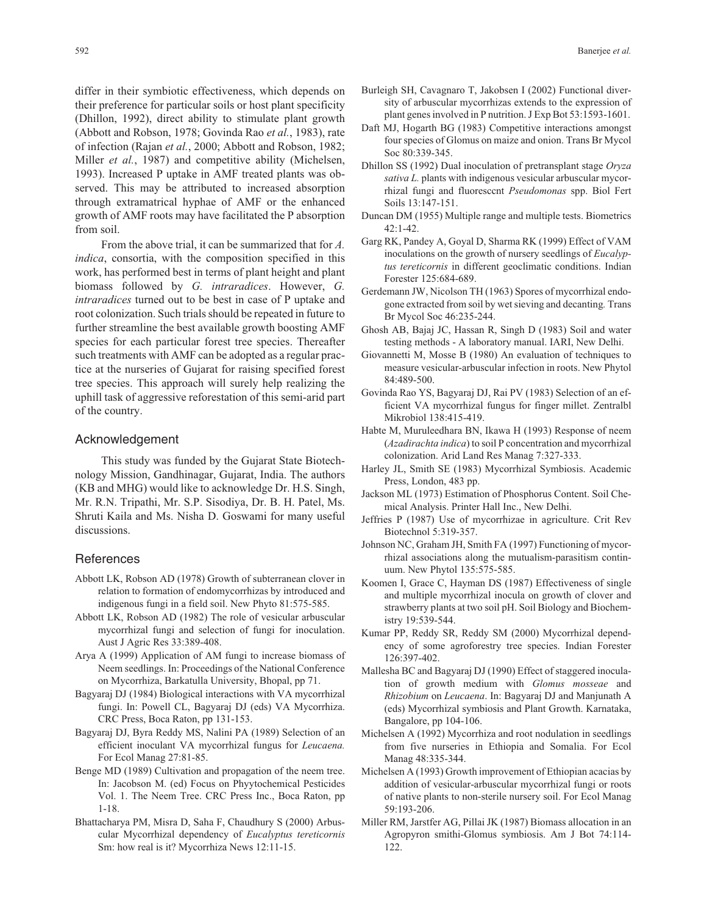differ in their symbiotic effectiveness, which depends on their preference for particular soils or host plant specificity (Dhillon, 1992), direct ability to stimulate plant growth (Abbott and Robson, 1978; Govinda Rao *et al.*, 1983), rate of infection (Rajan *et al.*, 2000; Abbott and Robson, 1982; Miller *et al.*, 1987) and competitive ability (Michelsen, 1993). Increased P uptake in AMF treated plants was observed. This may be attributed to increased absorption through extramatrical hyphae of AMF or the enhanced growth of AMF roots may have facilitated the P absorption from soil.

From the above trial, it can be summarized that for *A. indica*, consortia, with the composition specified in this work, has performed best in terms of plant height and plant biomass followed by *G. intraradices*. However, *G. intraradices* turned out to be best in case of P uptake and root colonization. Such trials should be repeated in future to further streamline the best available growth boosting AMF species for each particular forest tree species. Thereafter such treatments with AMF can be adopted as a regular practice at the nurseries of Gujarat for raising specified forest tree species. This approach will surely help realizing the uphill task of aggressive reforestation of this semi-arid part of the country.

## Acknowledgement

This study was funded by the Gujarat State Biotechnology Mission, Gandhinagar, Gujarat, India. The authors (KB and MHG) would like to acknowledge Dr. H.S. Singh, Mr. R.N. Tripathi, Mr. S.P. Sisodiya, Dr. B. H. Patel, Ms. Shruti Kaila and Ms. Nisha D. Goswami for many useful discussions.

## References

Abbott LK, Robson AD (1978) Growth of subterranean clover in relation to formation of endomycorrhizas by introduced and indigenous fungi in a field soil. New Phyto 81:575-585.

Abbott LK, Robson AD (1982) The role of vesicular arbuscular mycorrhizal fungi and selection of fungi for inoculation. Aust J Agric Res 33:389-408.

Arya A (1999) Application of AM fungi to increase biomass of Neem seedlings. In: Proceedings of the National Conference on Mycorrhiza, Barkatulla University, Bhopal, pp 71.

Bagyaraj DJ (1984) Biological interactions with VA mycorrhizal fungi. In: Powell CL, Bagyaraj DJ (eds) VA Mycorrhiza. CRC Press, Boca Raton, pp 131-153.

Bagyaraj DJ, Byra Reddy MS, Nalini PA (1989) Selection of an efficient inoculant VA mycorrhizal fungus for *Leucaena.* For Ecol Manag 27:81-85.

Benge MD (1989) Cultivation and propagation of the neem tree. In: Jacobson M. (ed) Focus on Phyytochemical Pesticides Vol. 1. The Neem Tree. CRC Press Inc., Boca Raton, pp 1-18.

Bhattacharya PM, Misra D, Saha F, Chaudhury S (2000) Arbuscular Mycorrhizal dependency of *Eucalyptus tereticornis* Sm: how real is it? Mycorrhiza News 12:11-15.

Burleigh SH, Cavagnaro T, Jakobsen I (2002) Functional diversity of arbuscular mycorrhizas extends to the expression of plant genes involved in P nutrition. J Exp Bot 53:1593-1601.

Daft MJ, Hogarth BG (1983) Competitive interactions amongst four species of Glomus on maize and onion. Trans Br Mycol Soc 80:339-345.

Dhillon SS (1992) Dual inoculation of pretransplant stage *Oryza sativa L.* plants with indigenous vesicular arbuscular mycorrhizal fungi and fluoresccnt *Pseudomonas* spp. Biol Fert Soils 13:147-151.

Duncan DM (1955) Multiple range and multiple tests. Biometrics 42:1-42.

Garg RK, Pandey A, Goyal D, Sharma RK (1999) Effect of VAM inoculations on the growth of nursery seedlings of *Eucalyptus tereticornis* in different geoclimatic conditions. Indian Forester 125:684-689.

Gerdemann JW, Nicolson TH (1963) Spores of mycorrhizal endogone extracted from soil by wet sieving and decanting. Trans Br Mycol Soc 46:235-244.

Ghosh AB, Bajaj JC, Hassan R, Singh D (1983) Soil and water testing methods - A laboratory manual. IARI, New Delhi.

Giovannetti M, Mosse B (1980) An evaluation of techniques to measure vesicular-arbuscular infection in roots. New Phytol 84:489-500.

Govinda Rao YS, Bagyaraj DJ, Rai PV (1983) Selection of an efficient VA mycorrhizal fungus for finger millet. Zentralbl Mikrobiol 138:415-419.

Habte M, Muruleedhara BN, Ikawa H (1993) Response of neem (*Azadirachta indica*) to soil P concentration and mycorrhizal colonization. Arid Land Res Manag 7:327-333.

Harley JL, Smith SE (1983) Mycorrhizal Symbiosis. Academic Press, London, 483 pp.

Jackson ML (1973) Estimation of Phosphorus Content. Soil Chemical Analysis. Printer Hall Inc., New Delhi.

Jeffries P (1987) Use of mycorrhizae in agriculture. Crit Rev Biotechnol 5:319-357.

Johnson NC, Graham JH, Smith FA (1997) Functioning of mycorrhizal associations along the mutualism-parasitism continuum. New Phytol 135:575-585.

Koomen I, Grace C, Hayman DS (1987) Effectiveness of single and multiple mycorrhizal inocula on growth of clover and strawberry plants at two soil pH. Soil Biology and Biochemistry 19:539-544.

Kumar PP, Reddy SR, Reddy SM (2000) Mycorrhizal dependency of some agroforestry tree species. Indian Forester 126:397-402.

Mallesha BC and Bagyaraj DJ (1990) Effect of staggered inoculation of growth medium with *Glomus mosseae* and *Rhizobium* on *Leucaena*. In: Bagyaraj DJ and Manjunath A (eds) Mycorrhizal symbiosis and Plant Growth. Karnataka, Bangalore, pp 104-106.

Michelsen A (1992) Mycorrhiza and root nodulation in seedlings from five nurseries in Ethiopia and Somalia. For Ecol Manag 48:335-344.

Michelsen A (1993) Growth improvement of Ethiopian acacias by addition of vesicular-arbuscular mycorrhizal fungi or roots of native plants to non-sterile nursery soil. For Ecol Manag 59:193-206.

Miller RM, Jarstfer AG, Pillai JK (1987) Biomass allocation in an Agropyron smithi-Glomus symbiosis. Am J Bot 74:114-122.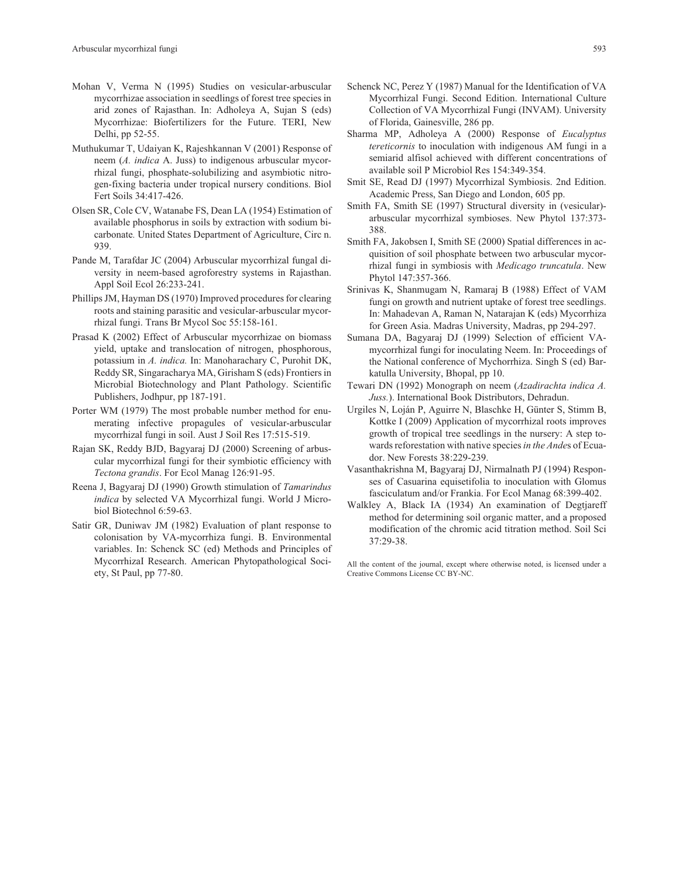Mohan V, Verma N (1995) Studies on vesicular-arbuscular mycorrhizae association in seedlings of forest tree species in arid zones of Rajasthan. In: Adholeya A, Sujan S (eds) Mycorrhizae: Biofertilizers for the Future. TERI, New Delhi, pp 52-55.

Muthukumar T, Udaiyan K, Rajeshkannan V (2001) Response of neem (*A. indica* A. Juss) to indigenous arbuscular mycorrhizal fungi, phosphate-solubilizing and asymbiotic nitrogen-fixing bacteria under tropical nursery conditions. Biol Fert Soils 34:417-426.

Olsen SR, Cole CV, Watanabe FS, Dean LA (1954) Estimation of available phosphorus in soils by extraction with sodium bicarbonate*.* United States Department of Agriculture, Circ n. 939.

Pande M, Tarafdar JC (2004) Arbuscular mycorrhizal fungal diversity in neem-based agroforestry systems in Rajasthan. Appl Soil Ecol 26:233-241.

Phillips JM, Hayman DS (1970) Improved procedures for clearing roots and staining parasitic and vesicular-arbuscular mycorrhizal fungi. Trans Br Mycol Soc 55:158-161.

Prasad K (2002) Effect of Arbuscular mycorrhizae on biomass yield, uptake and translocation of nitrogen, phosphorous, potassium in *A. indica.* In: Manoharachary C, Purohit DK, Reddy SR, Singaracharya MA, Girisham S (eds) Frontiers in Microbial Biotechnology and Plant Pathology. Scientific Publishers, Jodhpur, pp 187-191.

Porter WM (1979) The most probable number method for enumerating infective propagules of vesicular-arbuscular mycorrhizal fungi in soil. Aust J Soil Res 17:515-519.

Rajan SK, Reddy BJD, Bagyaraj DJ (2000) Screening of arbuscular mycorrhizal fungi for their symbiotic efficiency with *Tectona grandis*. For Ecol Manag 126:91-95.

Reena J, Bagyaraj DJ (1990) Growth stimulation of *Tamarindus indica* by selected VA Mycorrhizal fungi. World J Microbiol Biotechnol 6:59-63.

Satir GR, Duniwav JM (1982) Evaluation of plant response to colonisation by VA-mycorrhiza fungi. B. Environmental variables. In: Schenck SC (ed) Methods and Principles of MycorrhizaI Research. American Phytopathological Society, St Paul, pp 77-80.

Schenck NC, Perez Y (1987) Manual for the Identification of VA Mycorrhizal Fungi. Second Edition. International Culture Collection of VA Mycorrhizal Fungi (INVAM). University of Florida, Gainesville, 286 pp.

Sharma MP, Adholeya A (2000) Response of *Eucalyptus tereticornis* to inoculation with indigenous AM fungi in a semiarid alfisol achieved with different concentrations of available soil P Microbiol Res 154:349-354.

Smit SE, Read DJ (1997) Mycorrhizal Symbiosis. 2nd Edition. Academic Press, San Diego and London, 605 pp.

Smith FA, Smith SE (1997) Structural diversity in (vesicular)-arbuscular mycorrhizal symbioses. New Phytol 137:373-388.

Smith FA, Jakobsen I, Smith SE (2000) Spatial differences in acquisition of soil phosphate between two arbuscular mycorrhizal fungi in symbiosis with *Medicago truncatula*. New Phytol 147:357-366.

Srinivas K, Shanmugam N, Ramaraj B (1988) Effect of VAM fungi on growth and nutrient uptake of forest tree seedlings. In: Mahadevan A, Raman N, Natarajan K (eds) Mycorrhiza for Green Asia. Madras University, Madras, pp 294-297.

Sumana DA, Bagyaraj DJ (1999) Selection of efficient VA-mycorrhizal fungi for inoculating Neem. In: Proceedings of the National conference of Mychorrhiza. Singh S (ed) Barkatulla University, Bhopal, pp 10.

Tewari DN (1992) Monograph on neem (*Azadirachta indica A. Juss.*). International Book Distributors, Dehradun.

Urgiles N, Loján P, Aguirre N, Blaschke H, Günter S, Stimm B, Kottke I (2009) Application of mycorrhizal roots improves growth of tropical tree seedlings in the nursery: A step towards reforestation with native species *in the Ande*s of Ecuador. New Forests 38:229-239.

Vasanthakrishna M, Bagyaraj DJ, Nirmalnath PJ (1994) Responses of Casuarina equisetifolia to inoculation with Glomus fasciculatum and/or Frankia. For Ecol Manag 68:399-402.

Walkley A, Black IA (1934) An examination of Degtjareff method for determining soil organic matter, and a proposed modification of the chromic acid titration method. Soil Sci 37:29-38.

All the content of the journal, except where otherwise noted, is licensed under a Creative Commons License CC BY-NC.